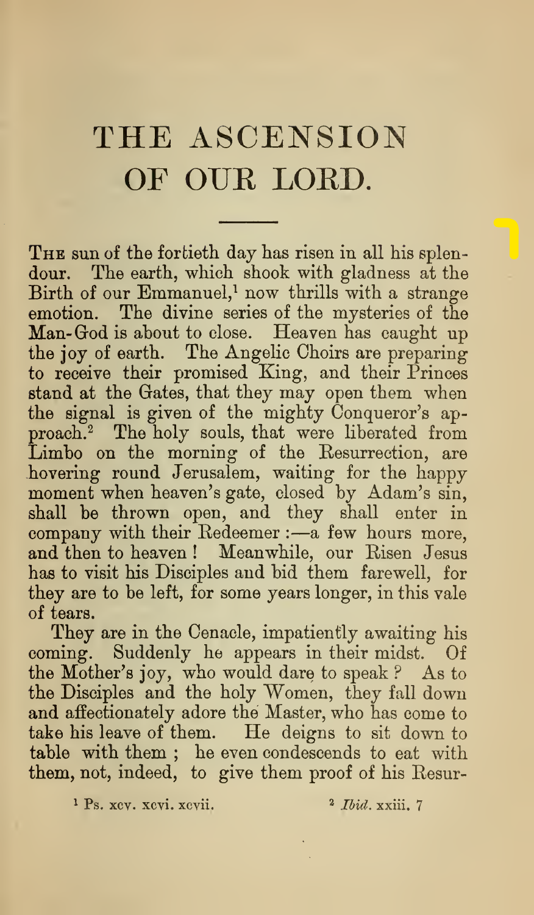# THE ASCENSION OF OUR LORD.

The sun of the fortieth day has risen in all his splendour. The earth, which shook with gladness at the Birth of our Emmanuel,[1] now thrills with a strange emotion. The divine series of the mysteries of the Man-God is about to close. Heaven has caught up the joy of earth. The Angelic Choirs are preparing to receive their promised King, and their Princes stand at the Gates, that they may open them when the signal is given of the mighty Conqueror's approach.[2] The holy souls, that were liberated from Limbo on the morning of the Resurrection, are hovering round Jerusalem, waiting for the happy moment when heaven's gate, closed by Adam's sin, shall be thrown open, and they shall enter in company with their Redeemer :—a few hours more, and then to heaven ! Meanwhile, our Risen Jesus has to visit his Disciples and bid them farewell, for they are to be left, for some years longer, in this vale of tears.

They are in the Cenacle, impatiently awaiting his coming. Suddenly he appears in their midst. Of the Mother's joy, who would dare to speak ? As to the Disciples and the holy Women, they fall down and affectionately adore the Master, who has come to take his leave of them. He deigns to sit down to table with them ; he even condescends to eat with them, not, indeed, to give them proof of his Resur-

[1] Ps. xcv. xcvi. xcvii.

[2] *Ibid.* xxiii. 7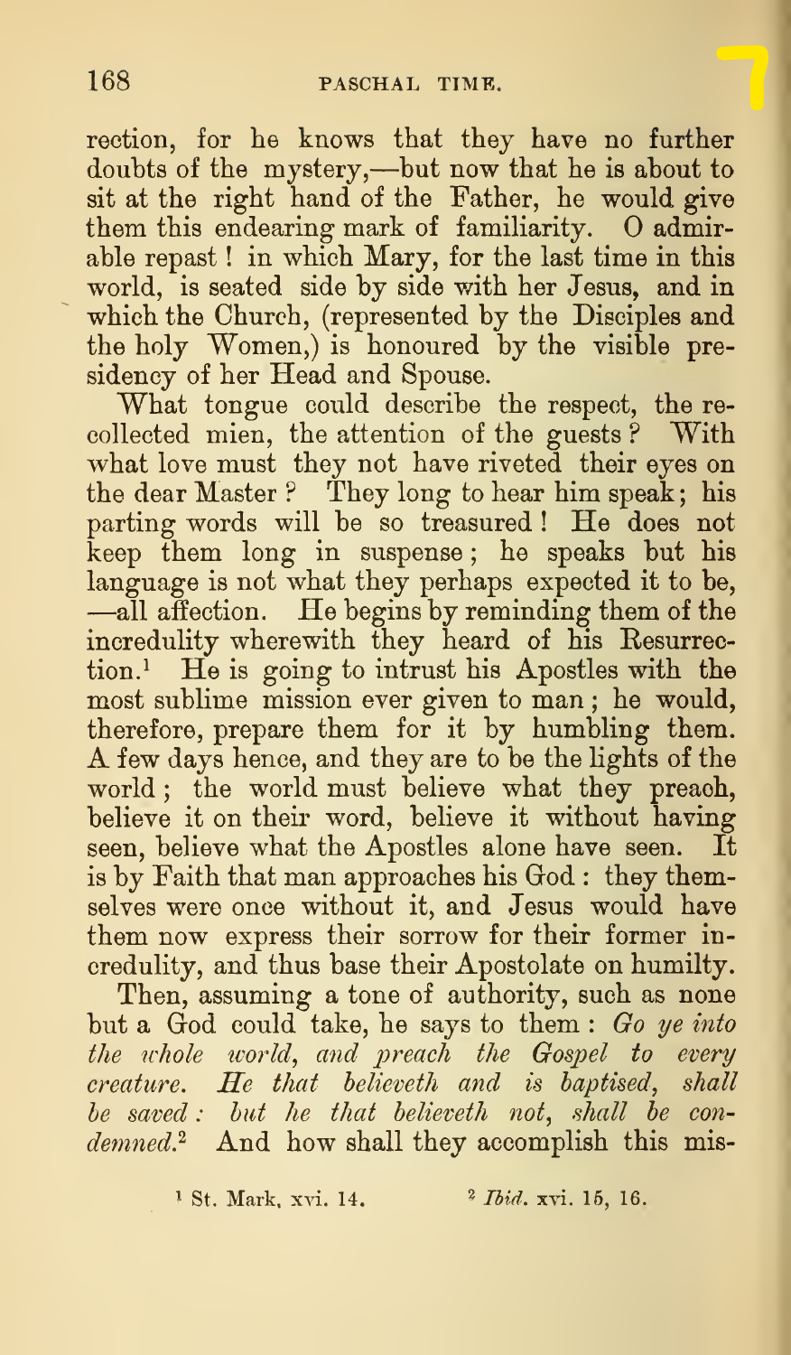rection, for he knows that they have no further doubts of the mystery,—but now that he is about to sit at the right hand of the Father, he would give them this endearing mark of familiarity. O admirable repast! in which Mary, for the last time in this world, is seated side by side with her Jesus, and in which the Church, (represented by the Disciples and the holy Women,) is honoured by the visible presidency of her Head and Spouse.

What tongue could describe the respect, the recollected mien, the attention of the guests? With what love must they not have riveted their eyes on the dear Master? They long to hear him speak; his parting words will be so treasured! He does not keep them long in suspense; he speaks but his language is not what they perhaps expected it to be, —all affection. He begins by reminding them of the incredulity wherewith they heard of his Resurrection.[1] He is going to intrust his Apostles with the most sublime mission ever given to man; he would, therefore, prepare them for it by humbling them. A few days hence, and they are to be the lights of the world; the world must believe what they preach, believe it on their word, believe it without having seen, believe what the Apostles alone have seen. It is by Faith that man approaches his God: they themselves were once without it, and Jesus would have them now express their sorrow for their former incredulity, and thus base their Apostolate on humilty.

Then, assuming a tone of authority, such as none but a God could take, he says to them: *Go ye into the whole world, and preach the Gospel to every creature. He that believeth and is baptised, shall be saved: but he that believeth not, shall be condemned.*[2] And how shall they accomplish this mis-

[1] St. Mark, xvi. 14. [2] *Ibid.* xvi. 15, 16.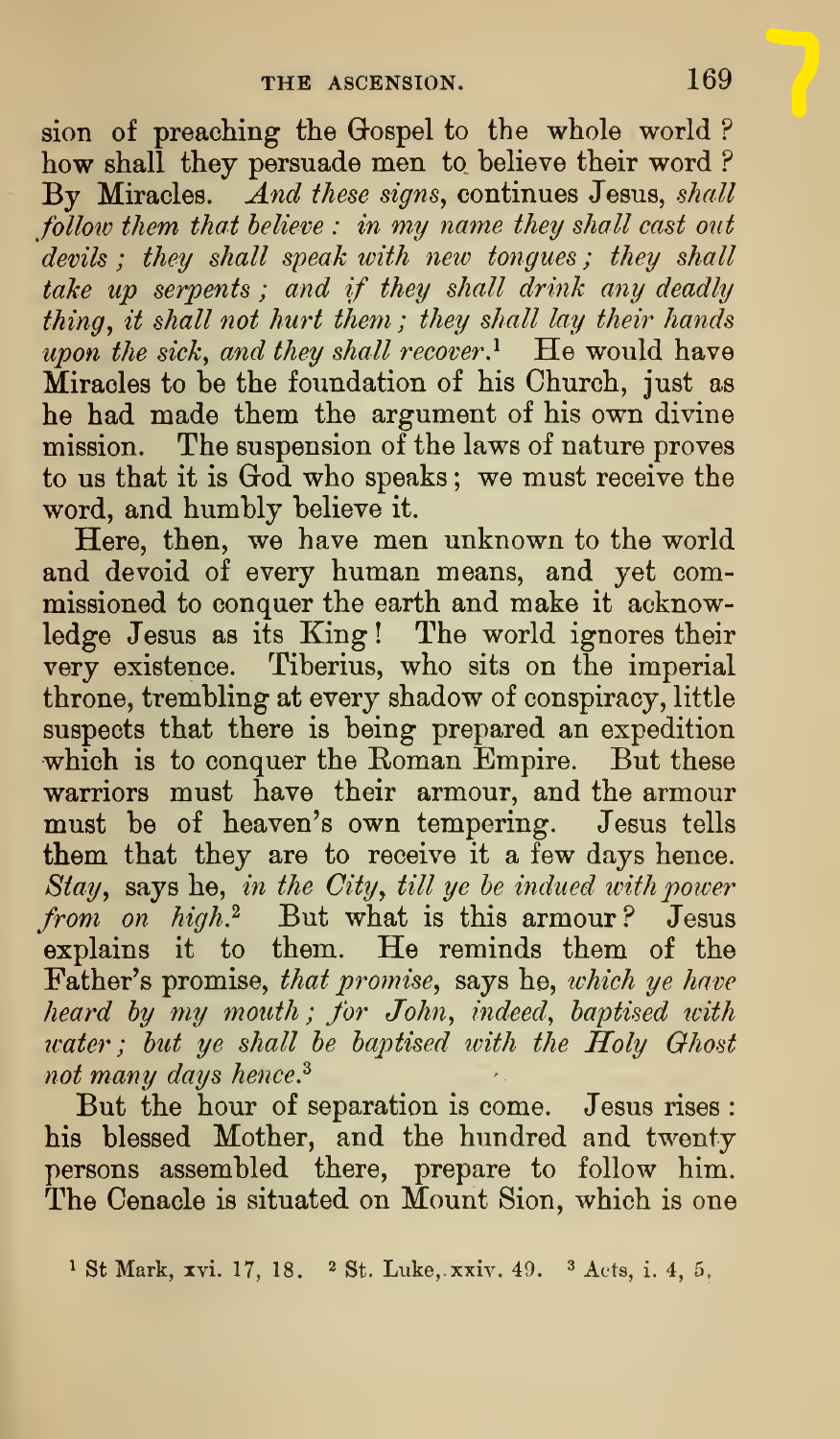sion of preaching the Gospel to the whole world? how shall they persuade men to believe their word? By Miracles. *And these signs*, continues Jesus, *shall follow them that believe: in my name they shall cast out devils; they shall speak with new tongues; they shall take up serpents; and if they shall drink any deadly thing, it shall not hurt them; they shall lay their hands upon the sick, and they shall recover*.[1] He would have Miracles to be the foundation of his Church, just as he had made them the argument of his own divine mission. The suspension of the laws of nature proves to us that it is God who speaks; we must receive the word, and humbly believe it.

Here, then, we have men unknown to the world and devoid of every human means, and yet commissioned to conquer the earth and make it acknowledge Jesus as its King! The world ignores their very existence. Tiberius, who sits on the imperial throne, trembling at every shadow of conspiracy, little suspects that there is being prepared an expedition which is to conquer the Roman Empire. But these warriors must have their armour, and the armour must be of heaven's own tempering. Jesus tells them that they are to receive it a few days hence. *Stay*, says he, *in the City, till ye be indued with power from on high*.[2] But what is this armour? Jesus explains it to them. He reminds them of the Father's promise, *that promise*, says he, *which ye have heard by my mouth; for John, indeed, baptised with water; but ye shall be baptised with the Holy Ghost not many days hence*.[3]

But the hour of separation is come. Jesus rises: his blessed Mother, and the hundred and twenty persons assembled there, prepare to follow him. The Cenacle is situated on Mount Sion, which is one

[1] St Mark, xvi. 17, 18. [2] St. Luke, xxiv. 49. [3] Acts, i. 4, 5.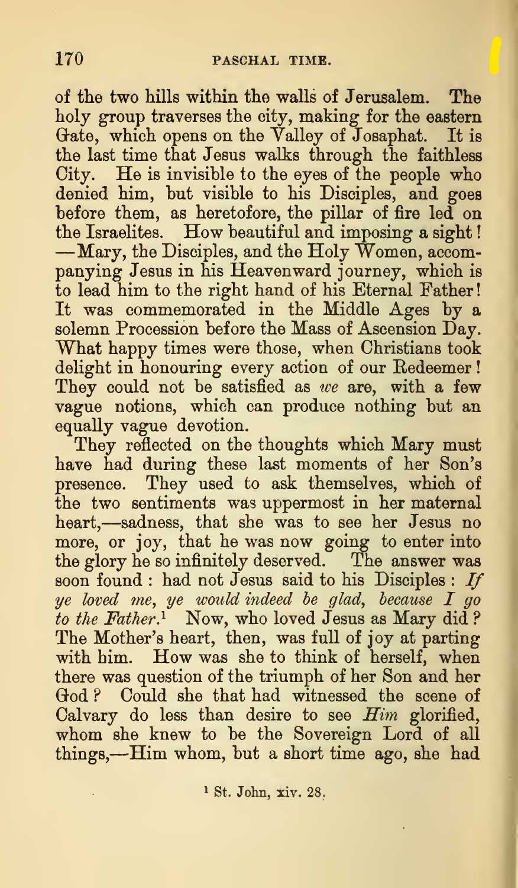of the two hills within the walls of Jerusalem. The holy group traverses the city, making for the eastern Gate, which opens on the Valley of Josaphat. It is the last time that Jesus walks through the faithless City. He is invisible to the eyes of the people who denied him, but visible to his Disciples, and goes before them, as heretofore, the pillar of fire led on the Israelites. How beautiful and imposing a sight! —Mary, the Disciples, and the Holy Women, accompanying Jesus in his Heavenward journey, which is to lead him to the right hand of his Eternal Father! It was commemorated in the Middle Ages by a solemn Procession before the Mass of Ascension Day. What happy times were those, when Christians took delight in honouring every action of our Redeemer! They could not be satisfied as *we* are, with a few vague notions, which can produce nothing but an equally vague devotion.

They reflected on the thoughts which Mary must have had during these last moments of her Son's presence. They used to ask themselves, which of the two sentiments was uppermost in her maternal heart,—sadness, that she was to see her Jesus no more, or joy, that he was now going to enter into the glory he so infinitely deserved. The answer was soon found: had not Jesus said to his Disciples: *If ye loved me, ye would indeed be glad, because I go to the Father.*[1] Now, who loved Jesus as Mary did? The Mother's heart, then, was full of joy at parting with him. How was she to think of herself, when there was question of the triumph of her Son and her God? Could she that had witnessed the scene of Calvary do less than desire to see *Him* glorified, whom she knew to be the Sovereign Lord of all things,—Him whom, but a short time ago, she had

[1] St. John, xiv. 28.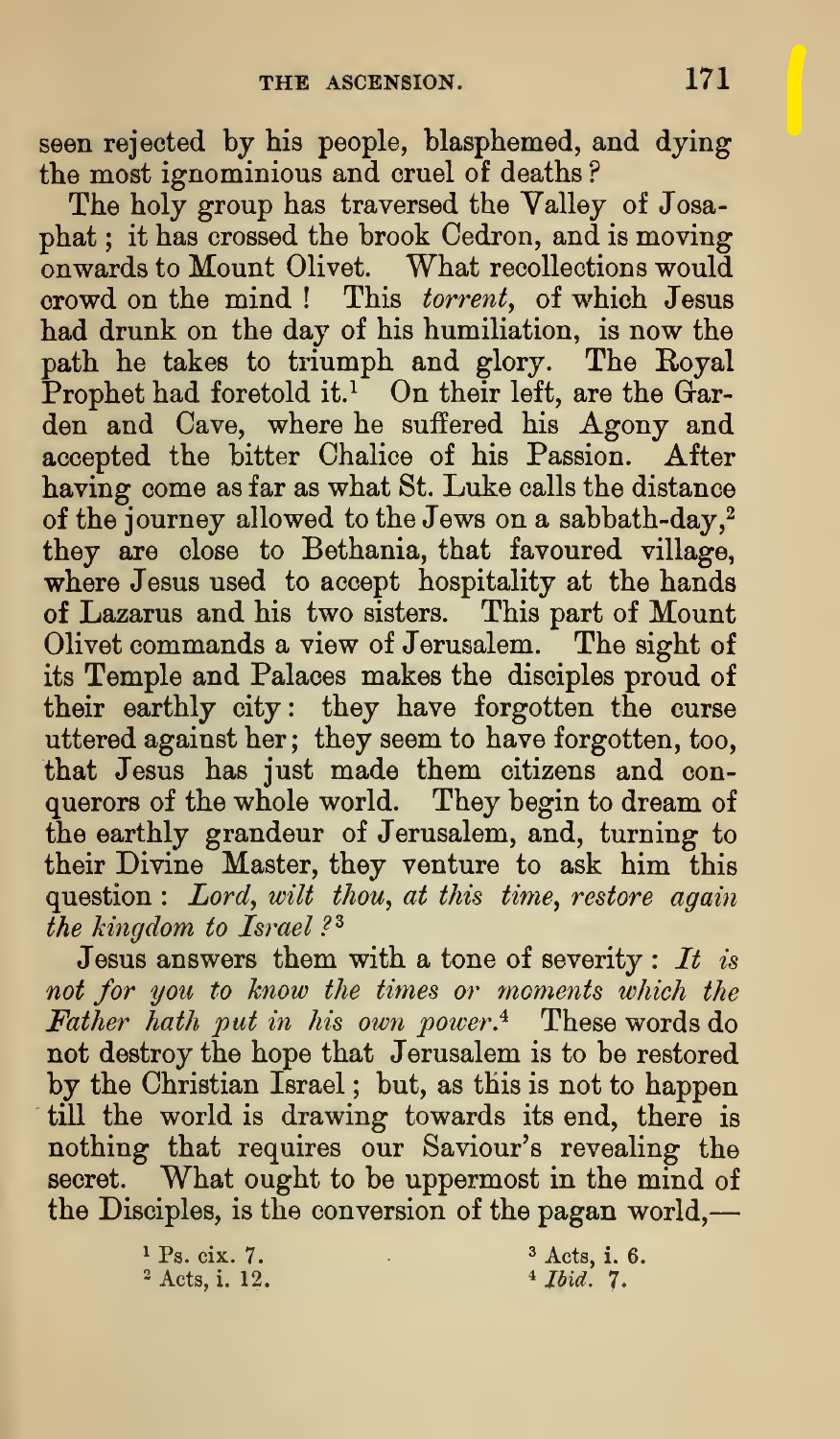seen rejected by his people, blasphemed, and dying the most ignominious and cruel of deaths?

The holy group has traversed the Valley of Josaphat; it has crossed the brook Cedron, and is moving onwards to Mount Olivet. What recollections would crowd on the mind! This *torrent*, of which Jesus had drunk on the day of his humiliation, is now the path he takes to triumph and glory. The Royal Prophet had foretold it.[1] On their left, are the Garden and Cave, where he suffered his Agony and accepted the bitter Chalice of his Passion. After having come as far as what St. Luke calls the distance of the journey allowed to the Jews on a sabbath-day,[2] they are close to Bethania, that favoured village, where Jesus used to accept hospitality at the hands of Lazarus and his two sisters. This part of Mount Olivet commands a view of Jerusalem. The sight of its Temple and Palaces makes the disciples proud of their earthly city: they have forgotten the curse uttered against her; they seem to have forgotten, too, that Jesus has just made them citizens and conquerors of the whole world. They begin to dream of the earthly grandeur of Jerusalem, and, turning to their Divine Master, they venture to ask him this question: *Lord, wilt thou, at this time, restore again the kingdom to Israel?*[3]

Jesus answers them with a tone of severity: *It is not for you to know the times or moments which the Father hath put in his own power.*[4] These words do not destroy the hope that Jerusalem is to be restored by the Christian Israel; but, as this is not to happen till the world is drawing towards its end, there is nothing that requires our Saviour's revealing the secret. What ought to be uppermost in the mind of the Disciples, is the conversion of the pagan world,—

[1] Ps. cix. 7.
[2] Acts, i. 12.
[3] Acts, i. 6.
[4] *Ibid.* 7.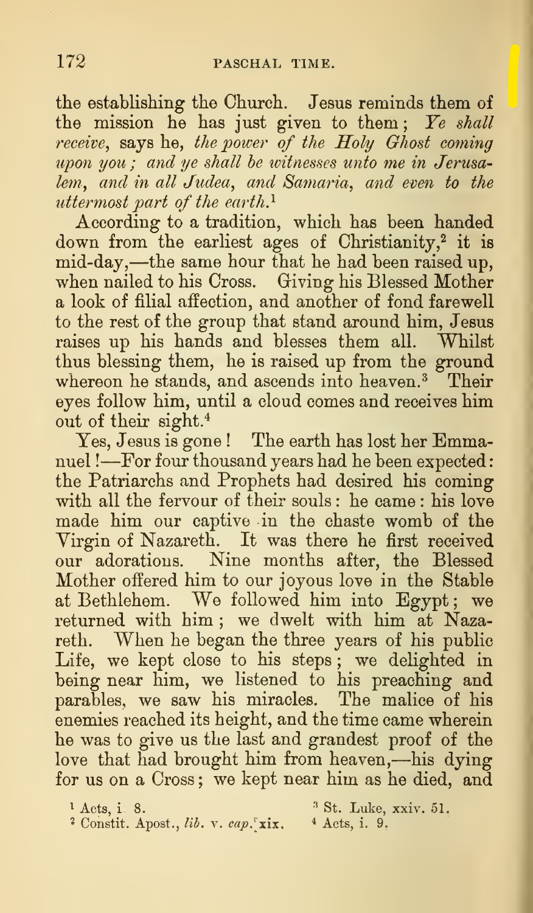the establishing the Church. Jesus reminds them of the mission he has just given to them; *Ye shall receive*, says he, *the power of the Holy Ghost coming upon you; and ye shall be witnesses unto me in Jerusalem, and in all Judea, and Samaria, and even to the uttermost part of the earth.*[1]

According to a tradition, which has been handed down from the earliest ages of Christianity,[2] it is mid-day,—the same hour that he had been raised up, when nailed to his Cross. Giving his Blessed Mother a look of filial affection, and another of fond farewell to the rest of the group that stand around him, Jesus raises up his hands and blesses them all. Whilst thus blessing them, he is raised up from the ground whereon he stands, and ascends into heaven.[3] Their eyes follow him, until a cloud comes and receives him out of their sight.[4]

Yes, Jesus is gone! The earth has lost her Emmanuel!—For four thousand years had he been expected: the Patriarchs and Prophets had desired his coming with all the fervour of their souls: he came: his love made him our captive in the chaste womb of the Virgin of Nazareth. It was there he first received our adorations. Nine months after, the Blessed Mother offered him to our joyous love in the Stable at Bethlehem. We followed him into Egypt; we returned with him; we dwelt with him at Nazareth. When he began the three years of his public Life, we kept close to his steps; we delighted in being near him, we listened to his preaching and parables, we saw his miracles. The malice of his enemies reached its height, and the time came wherein he was to give us the last and grandest proof of the love that had brought him from heaven,—his dying for us on a Cross; we kept near him as he died, and

[1] Acts, i. 8.
[2] Constit. Apost., *lib.* v. *cap.* xix.
[3] St. Luke, xxiv. 51.
[4] Acts, i. 9.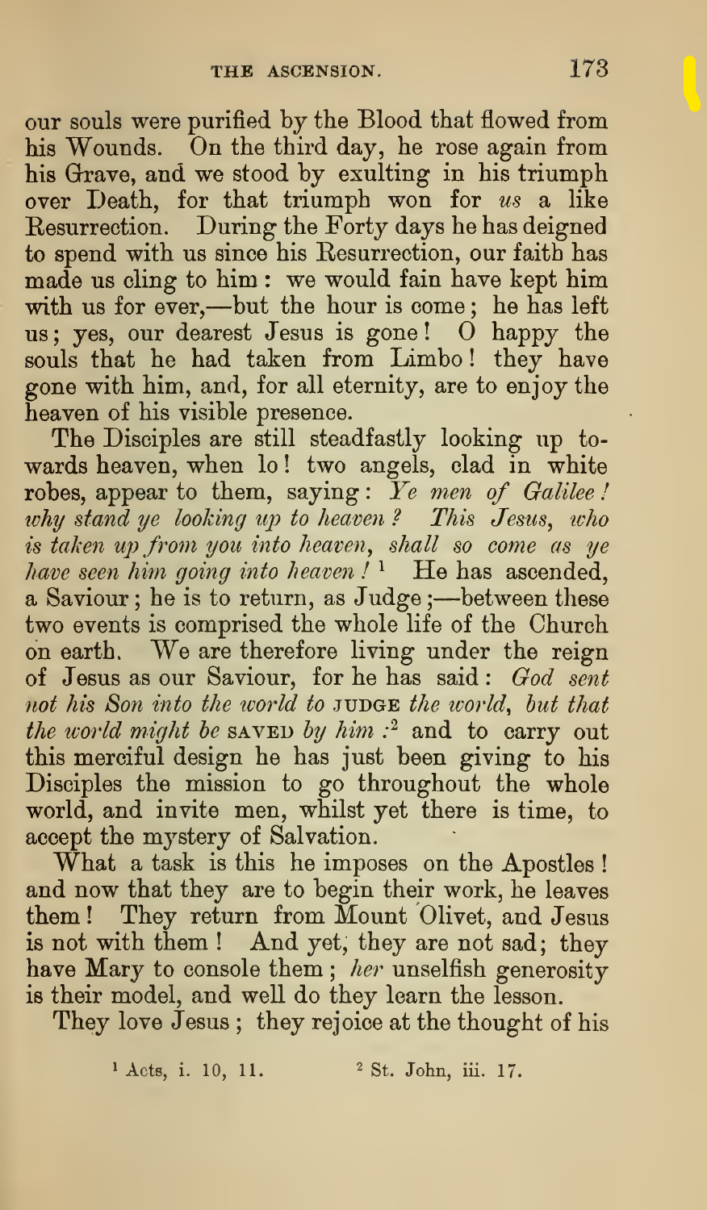our souls were purified by the Blood that flowed from his Wounds. On the third day, he rose again from his Grave, and we stood by exulting in his triumph over Death, for that triumph won for *us* a like Resurrection. During the Forty days he has deigned to spend with us since his Resurrection, our faith has made us cling to him: we would fain have kept him with us for ever,—but the hour is come; he has left us; yes, our dearest Jesus is gone! O happy the souls that he had taken from Limbo! they have gone with him, and, for all eternity, are to enjoy the heaven of his visible presence.

The Disciples are still steadfastly looking up towards heaven, when lo! two angels, clad in white robes, appear to them, saying: *Ye men of Galilee! why stand ye looking up to heaven? This Jesus, who is taken up from you into heaven, shall so come as ye have seen him going into heaven!* [1] He has ascended, a Saviour; he is to return, as Judge;—between these two events is comprised the whole life of the Church on earth. We are therefore living under the reign of Jesus as our Saviour, for he has said: *God sent not his Son into the world to* JUDGE *the world, but that the world might be* SAVED *by him*: [2] and to carry out this merciful design he has just been giving to his Disciples the mission to go throughout the whole world, and invite men, whilst yet there is time, to accept the mystery of Salvation.

What a task is this he imposes on the Apostles! and now that they are to begin their work, he leaves them! They return from Mount Olivet, and Jesus is not with them! And yet, they are not sad; they have Mary to console them; *her* unselfish generosity is their model, and well do they learn the lesson.

They love Jesus; they rejoice at the thought of his

[1] Acts, i. 10, 11. [2] St. John, iii. 17.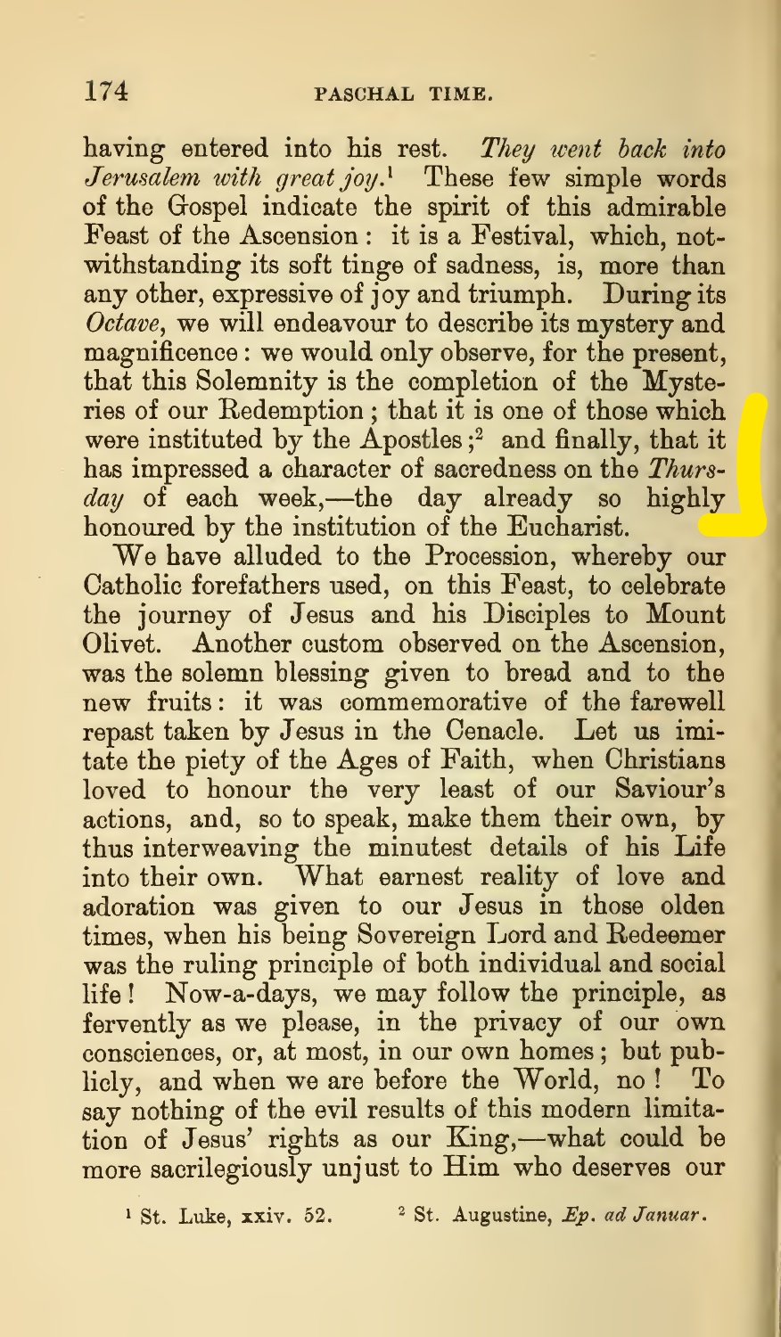having entered into his rest. *They went back into Jerusalem with great joy.*[1] These few simple words of the Gospel indicate the spirit of this admirable Feast of the Ascension: it is a Festival, which, notwithstanding its soft tinge of sadness, is, more than any other, expressive of joy and triumph. During its *Octave*, we will endeavour to describe its mystery and magnificence: we would only observe, for the present, that this Solemnity is the completion of the Mysteries of our Redemption; that it is one of those which were instituted by the Apostles;[2] and finally, that it has impressed a character of sacredness on the *Thursday* of each week,—the day already so highly honoured by the institution of the Eucharist.

We have alluded to the Procession, whereby our Catholic forefathers used, on this Feast, to celebrate the journey of Jesus and his Disciples to Mount Olivet. Another custom observed on the Ascension, was the solemn blessing given to bread and to the new fruits: it was commemorative of the farewell repast taken by Jesus in the Cenacle. Let us imitate the piety of the Ages of Faith, when Christians loved to honour the very least of our Saviour's actions, and, so to speak, make them their own, by thus interweaving the minutest details of his Life into their own. What earnest reality of love and adoration was given to our Jesus in those olden times, when his being Sovereign Lord and Redeemer was the ruling principle of both individual and social life! Now-a-days, we may follow the principle, as fervently as we please, in the privacy of our own consciences, or, at most, in our own homes; but publicly, and when we are before the World, no! To say nothing of the evil results of this modern limitation of Jesus' rights as our King,—what could be more sacrilegiously unjust to Him who deserves our

[1] St. Luke, xxiv. 52. [2] St. Augustine, *Ep. ad Januar.*